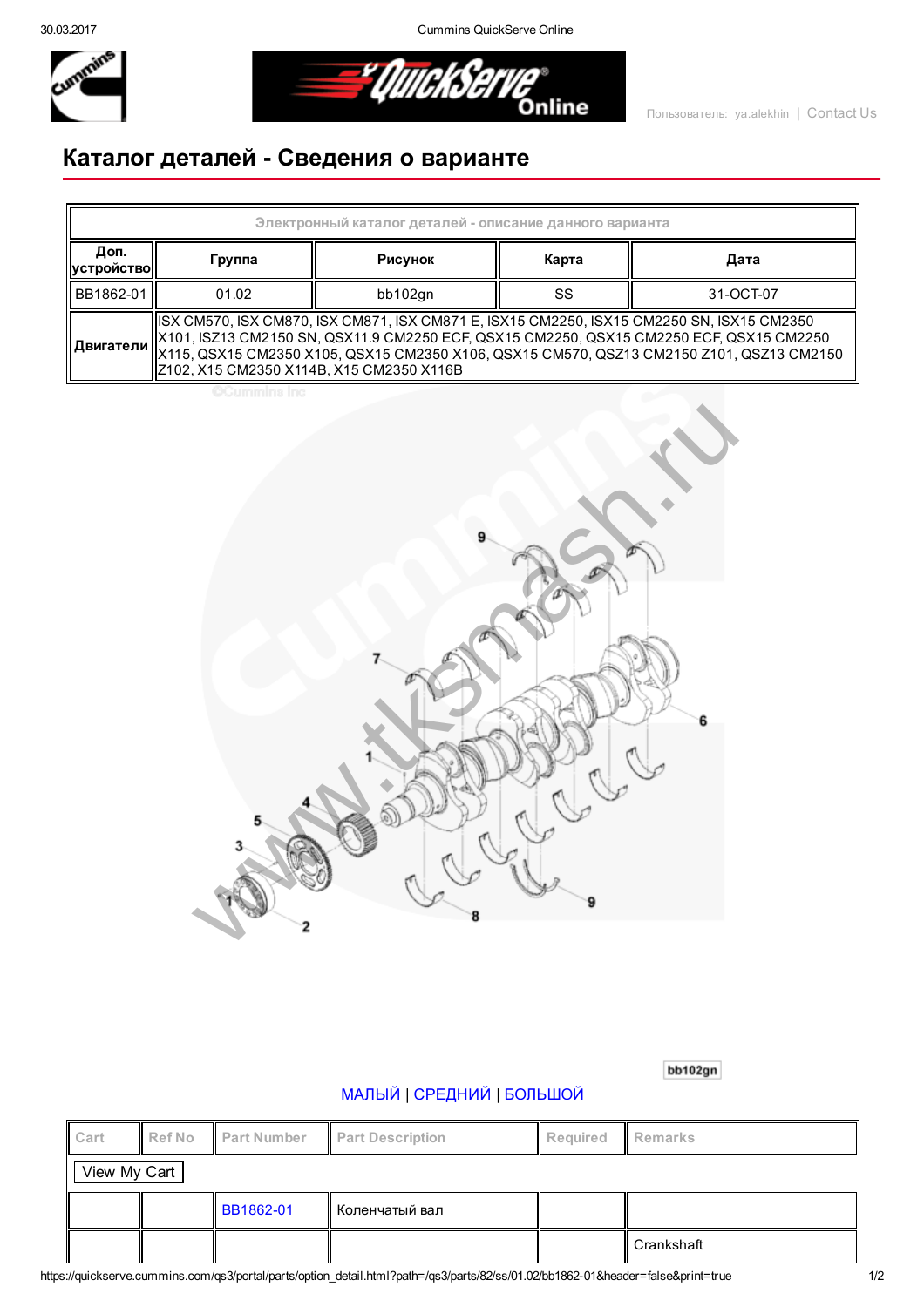# Каталог деталей - Сведения о варианте

| Электронный каталог деталей - описание данного варианта | | | | |
|---|---|---|---|---|
| Доп. устройство | Группа | Рисунок | Карта | Дата |
| BB1862-01 | 01.02 | bb102gn | SS | 31-OCT-07 |
| Двигатели | ISX CM570, ISX CM870, ISX CM871, ISX CM871 E, ISX15 CM2250, ISX15 CM2250 SN, ISX15 CM2350 X101, ISZ13 CM2150 SN, QSX11.9 CM2250 ECF, QSX15 CM2250, QSX15 CM2250 ECF, QSX15 CM2250 X115, QSX15 CM2350 X105, QSX15 CM2350 X106, QSX15 CM570, QSZ13 CM2150 Z101, QSZ13 CM2150 Z102, X15 CM2350 X114B, X15 CM2350 X116B | | | |

bb102gn

МАЛЫЙ | СРЕДНИЙ | БОЛЬШОЙ

| Cart | Ref No | Part Number | Part Description | Required | Remarks |
|---|---|---|---|---|---|
| View My Cart | | | | | |
| | | BB1862-01 | Коленчатый вал | | |
| | | | | | Crankshaft |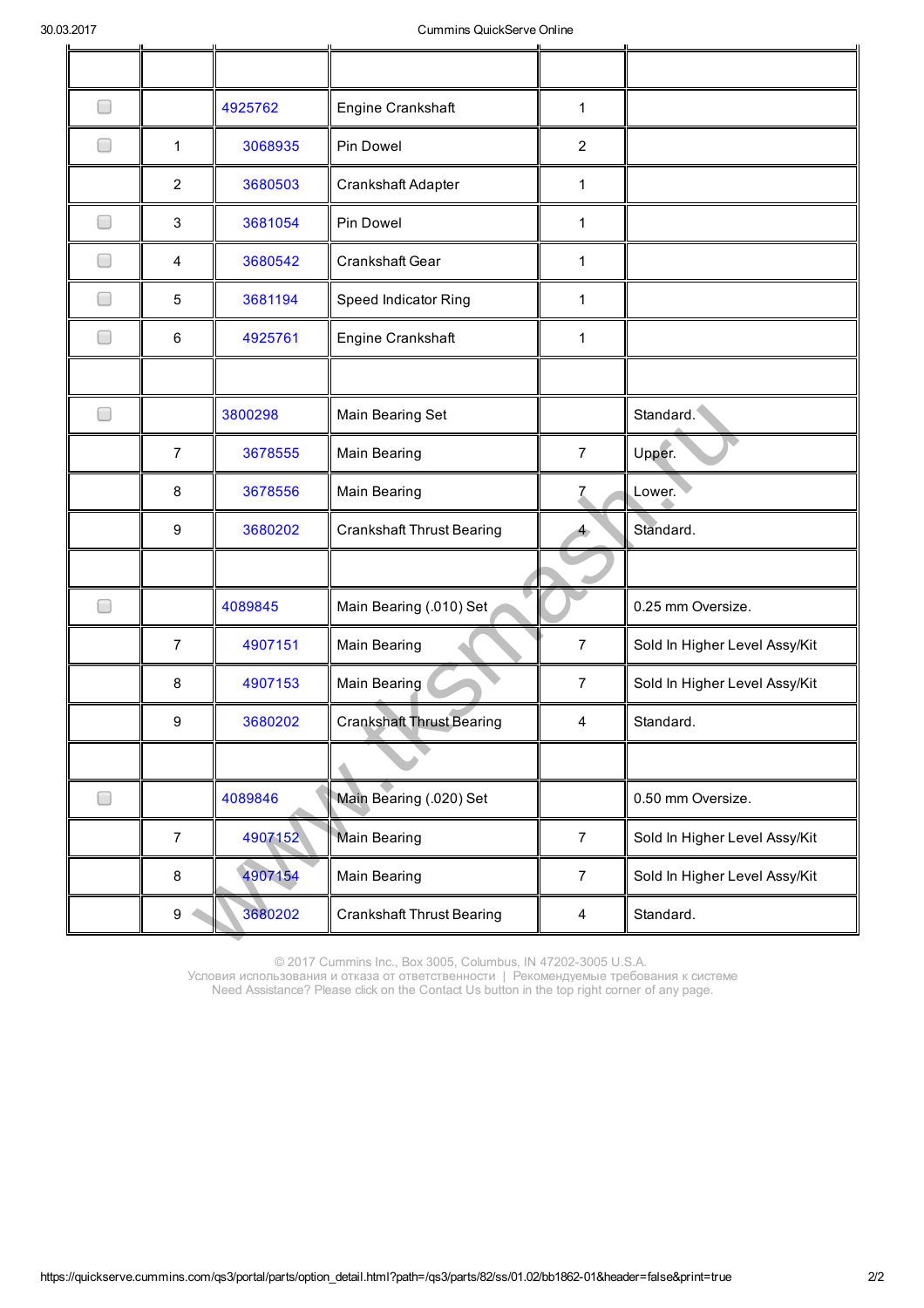| | | | | | |
|---|---|---|---|---|---|
| | | | | | |
| ☐ | | 4925762 | Engine Crankshaft | 1 | |
| ☐ | 1 | 3068935 | Pin Dowel | 2 | |
| | 2 | 3680503 | Crankshaft Adapter | 1 | |
| ☐ | 3 | 3681054 | Pin Dowel | 1 | |
| ☐ | 4 | 3680542 | Crankshaft Gear | 1 | |
| ☐ | 5 | 3681194 | Speed Indicator Ring | 1 | |
| ☐ | 6 | 4925761 | Engine Crankshaft | 1 | |
| | | | | | |
| ☐ | | 3800298 | Main Bearing Set | | Standard. |
| | 7 | 3678555 | Main Bearing | 7 | Upper. |
| | 8 | 3678556 | Main Bearing | 7 | Lower. |
| | 9 | 3680202 | Crankshaft Thrust Bearing | 4 | Standard. |
| | | | | | |
| ☐ | | 4089845 | Main Bearing (.010) Set | | 0.25 mm Oversize. |
| | 7 | 4907151 | Main Bearing | 7 | Sold In Higher Level Assy/Kit |
| | 8 | 4907153 | Main Bearing | 7 | Sold In Higher Level Assy/Kit |
| | 9 | 3680202 | Crankshaft Thrust Bearing | 4 | Standard. |
| | | | | | |
| ☐ | | 4089846 | Main Bearing (.020) Set | | 0.50 mm Oversize. |
| | 7 | 4907152 | Main Bearing | 7 | Sold In Higher Level Assy/Kit |
| | 8 | 4907154 | Main Bearing | 7 | Sold In Higher Level Assy/Kit |
| | 9 | 3680202 | Crankshaft Thrust Bearing | 4 | Standard. |

© 2017 Cummins Inc., Box 3005, Columbus, IN 47202-3005 U.S.A.
Условия использования и отказа от ответственности | Рекомендуемые требования к системе
Need Assistance? Please click on the Contact Us button in the top right corner of any page.